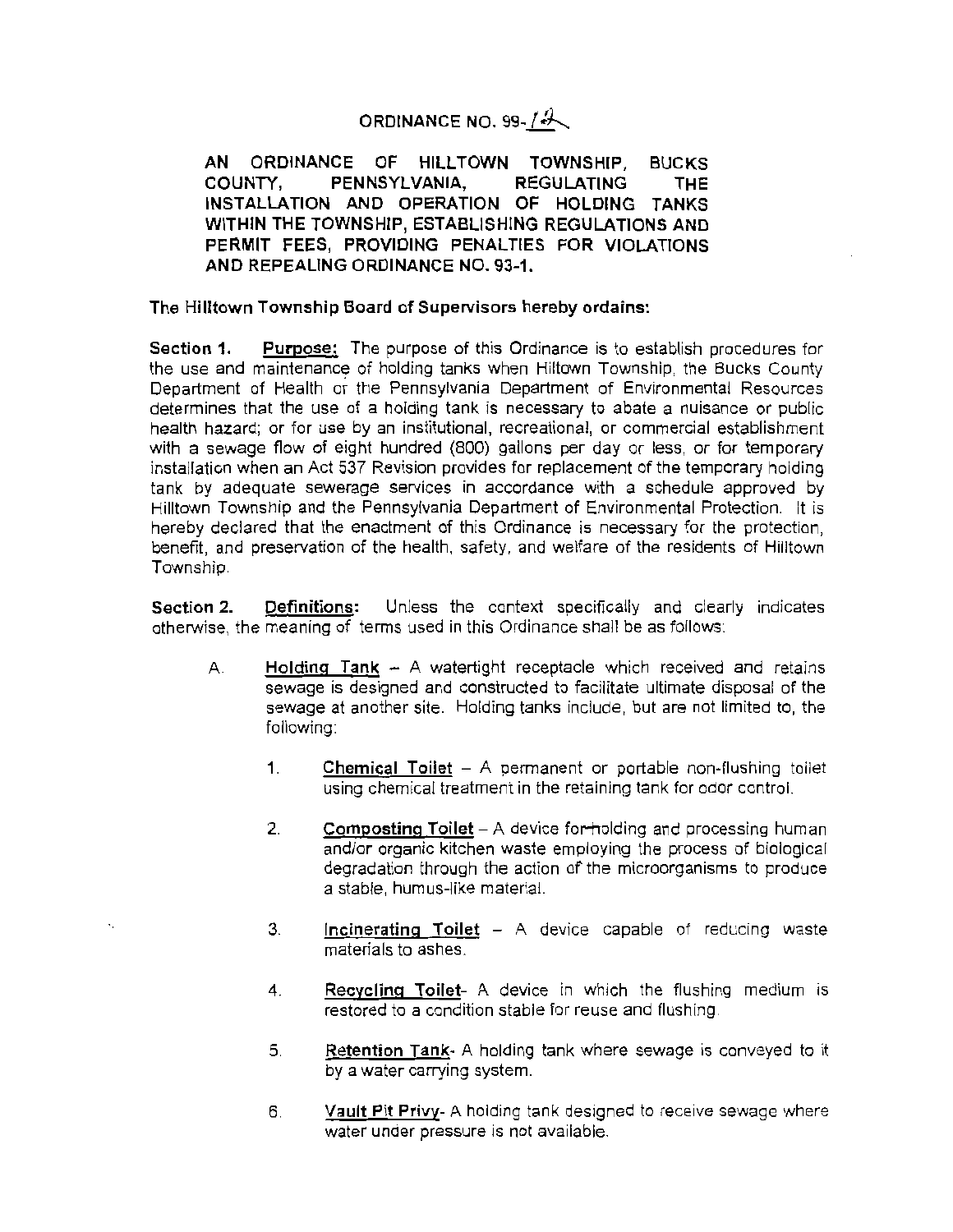# ORDINANCE NO. 99-12

**AN ORDINANCE OF HILLTOWN TOWNSHIP, BUCKS COUNTY, PENNSYLVANIA, REGULATING THE INSTALLATION AND OPERATION OF HOLDING TANKS WITHIN THE TOWNSHIP, ESTABLISHING REGULATIONS AND PERMIT FEES, PROVIDING PENALTIES FOR VIOLATIONS AND REPEALING ORDINANCE NO. 93-1.**

**The Hilltown Township Board of Supervisors hereby ordains:**

**Section 1.** **<u>Purpose:</u>** The purpose of this Ordinance is to establish procedures for the use and maintenance of holding tanks when Hiltown Township, the Bucks County Department of Health or the Pennsylvania Department of Environmental Resources determines that the use of a holding tank is necessary to abate a nuisance or public health hazard; or for use by an institutional, recreational, or commercial establishment with a sewage flow of eight hundred (800) gallons per day or less, or for temporary installation when an Act 537 Revision provides for replacement of the temporary holding tank by adequate sewerage services in accordance with a schedule approved by Hilltown Township and the Pennsylvania Department of Environmental Protection. It is hereby declared that the enactment of this Ordinance is necessary for the protection, benefit, and preservation of the health, safety, and welfare of the residents of Hilltown Township.

**Section 2.** **<u>Definitions:</u>** Unless the context specifically and clearly indicates otherwise, the meaning of terms used in this Ordinance shall be as follows:

A. **<u>Holding Tank</u>** – A watertight receptacle which received and retains sewage is designed and constructed to facilitate ultimate disposal of the sewage at another site. Holding tanks include, but are not limited to, the following:

1. **<u>Chemical Toilet</u>** – A permanent or portable non-flushing toilet using chemical treatment in the retaining tank for odor control.

2. **<u>Composting Toilet</u>** – A device for holding and processing human and/or organic kitchen waste employing the process of biological degradation through the action of the microorganisms to produce a stable, humus-like material.

3. **<u>Incinerating Toilet</u>** – A device capable of reducing waste materials to ashes.

4. **<u>Recycling Toilet</u>**- A device in which the flushing medium is restored to a condition stable for reuse and flushing.

5. **<u>Retention Tank</u>**- A holding tank where sewage is conveyed to it by a water carrying system.

6. **<u>Vault Pit Privy</u>**- A holding tank designed to receive sewage where water under pressure is not available.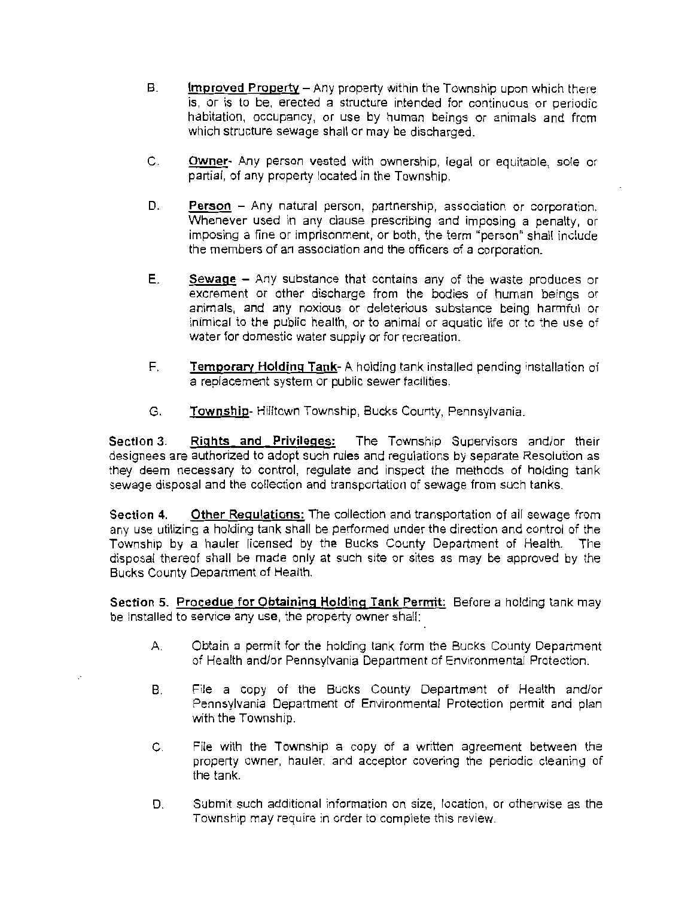B. **Improved Property** – Any property within the Township upon which there is, or is to be, erected a structure intended for continuous or periodic habitation, occupancy, or use by human beings or animals and from which structure sewage shall or may be discharged.

C. **Owner**- Any person vested with ownership, legal or equitable, sole or partial, of any property located in the Township.

D. **Person** – Any natural person, partnership, association or corporation. Whenever used in any clause prescribing and imposing a penalty, or imposing a fine or imprisonment, or both, the term "person" shall include the members of an association and the officers of a corporation.

E. **Sewage** – Any substance that contains any of the waste produces or excrement or other discharge from the bodies of human beings or animals, and any noxious or deleterious substance being harmful or inimical to the public health, or to animal or aquatic life or to the use of water for domestic water supply or for recreation.

F. **Temporary Holding Tank**- A holding tank installed pending installation of a replacement system or public sewer facilities.

G. **Township**- Hilltown Township, Bucks County, Pennsylvania.

**Section 3. Rights and Privileges:** The Township Supervisors and/or their designees are authorized to adopt such rules and regulations by separate Resolution as they deem necessary to control, regulate and inspect the methods of holding tank sewage disposal and the collection and transportation of sewage from such tanks.

**Section 4. Other Regulations:** The collection and transportation of all sewage from any use utilizing a holding tank shall be performed under the direction and control of the Township by a hauler licensed by the Bucks County Department of Health. The disposal thereof shall be made only at such site or sites as may be approved by the Bucks County Department of Health.

**Section 5. Procedue for Obtaining Holding Tank Permit:** Before a holding tank may be installed to service any use, the property owner shall:

A. Obtain a permit for the holding tank form the Bucks County Department of Health and/or Pennsylvania Department of Environmental Protection.

B. File a copy of the Bucks County Department of Health and/or Pennsylvania Department of Environmental Protection permit and plan with the Township.

C. File with the Township a copy of a written agreement between the property owner, hauler, and acceptor covering the periodic cleaning of the tank.

D. Submit such additional information on size, location, or otherwise as the Township may require in order to complete this review.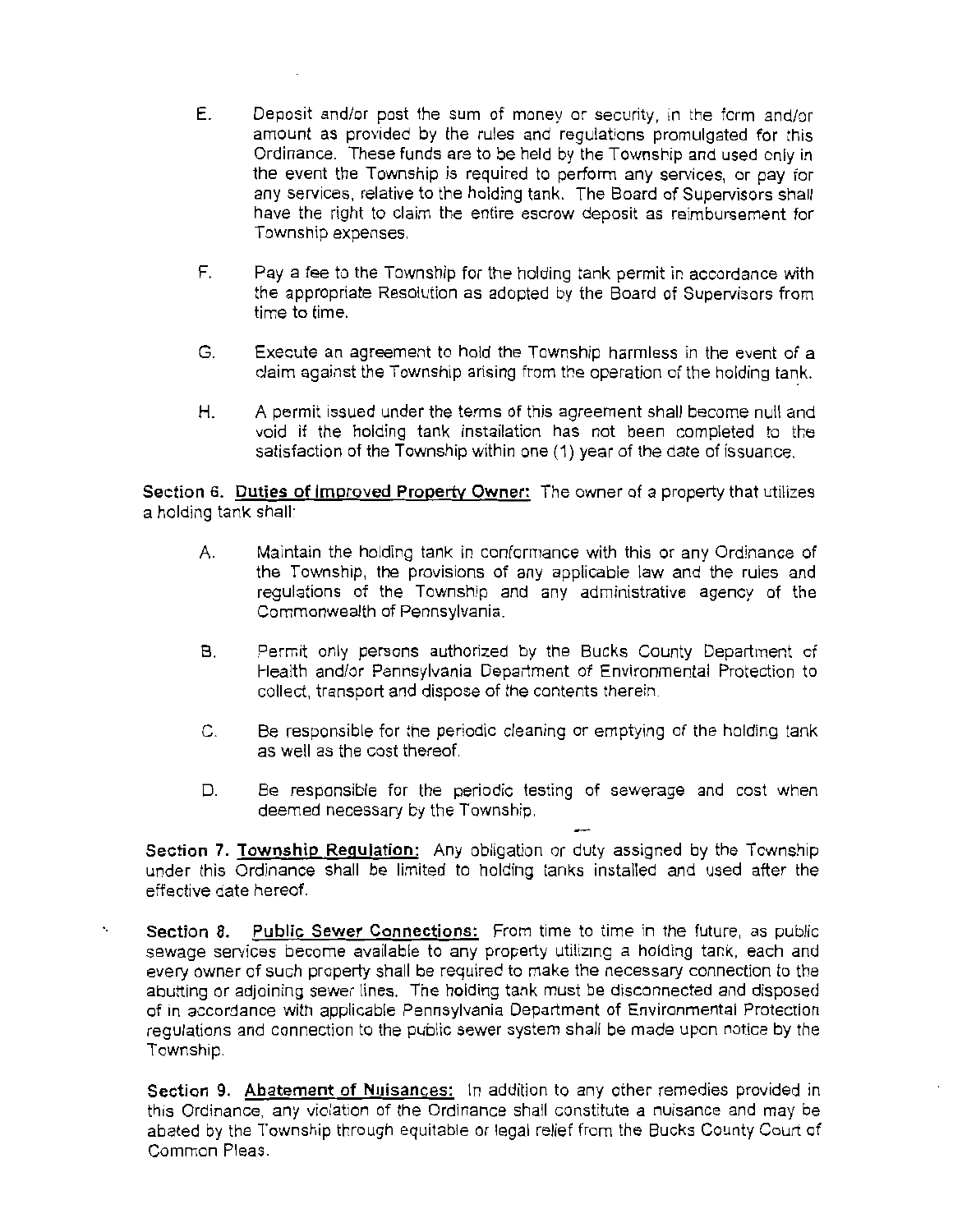E. Deposit and/or post the sum of money or security, in the form and/or amount as provided by the rules and regulations promulgated for this Ordinance. These funds are to be held by the Township and used only in the event the Township is required to perform any services, or pay for any services, relative to the holding tank. The Board of Supervisors shall have the right to claim the entire escrow deposit as reimbursement for Township expenses.

F. Pay a fee to the Township for the holding tank permit in accordance with the appropriate Resolution as adopted by the Board of Supervisors from time to time.

G. Execute an agreement to hold the Township harmless in the event of a claim against the Township arising from the operation of the holding tank.

H. A permit issued under the terms of this agreement shall become null and void if the holding tank installation has not been completed to the satisfaction of the Township within one (1) year of the date of issuance.

**Section 6. Duties of Improved Property Owner:** The owner of a property that utilizes a holding tank shall:

A. Maintain the holding tank in conformance with this or any Ordinance of the Township, the provisions of any applicable law and the rules and regulations of the Township and any administrative agency of the Commonwealth of Pennsylvania.

B. Permit only persons authorized by the Bucks County Department of Health and/or Pennsylvania Department of Environmental Protection to collect, transport and dispose of the contents therein.

C. Be responsible for the periodic cleaning or emptying of the holding tank as well as the cost thereof.

D. Be responsible for the periodic testing of sewerage and cost when deemed necessary by the Township.

**Section 7. Township Regulation:** Any obligation or duty assigned by the Township under this Ordinance shall be limited to holding tanks installed and used after the effective date hereof.

**Section 8. Public Sewer Connections:** From time to time in the future, as public sewage services become available to any property utilizing a holding tank, each and every owner of such property shall be required to make the necessary connection to the abutting or adjoining sewer lines. The holding tank must be disconnected and disposed of in accordance with applicable Pennsylvania Department of Environmental Protection regulations and connection to the public sewer system shall be made upon notice by the Township.

**Section 9. Abatement of Nuisances:** In addition to any other remedies provided in this Ordinance, any violation of the Ordinance shall constitute a nuisance and may be abated by the Township through equitable or legal relief from the Bucks County Court of Common Pleas.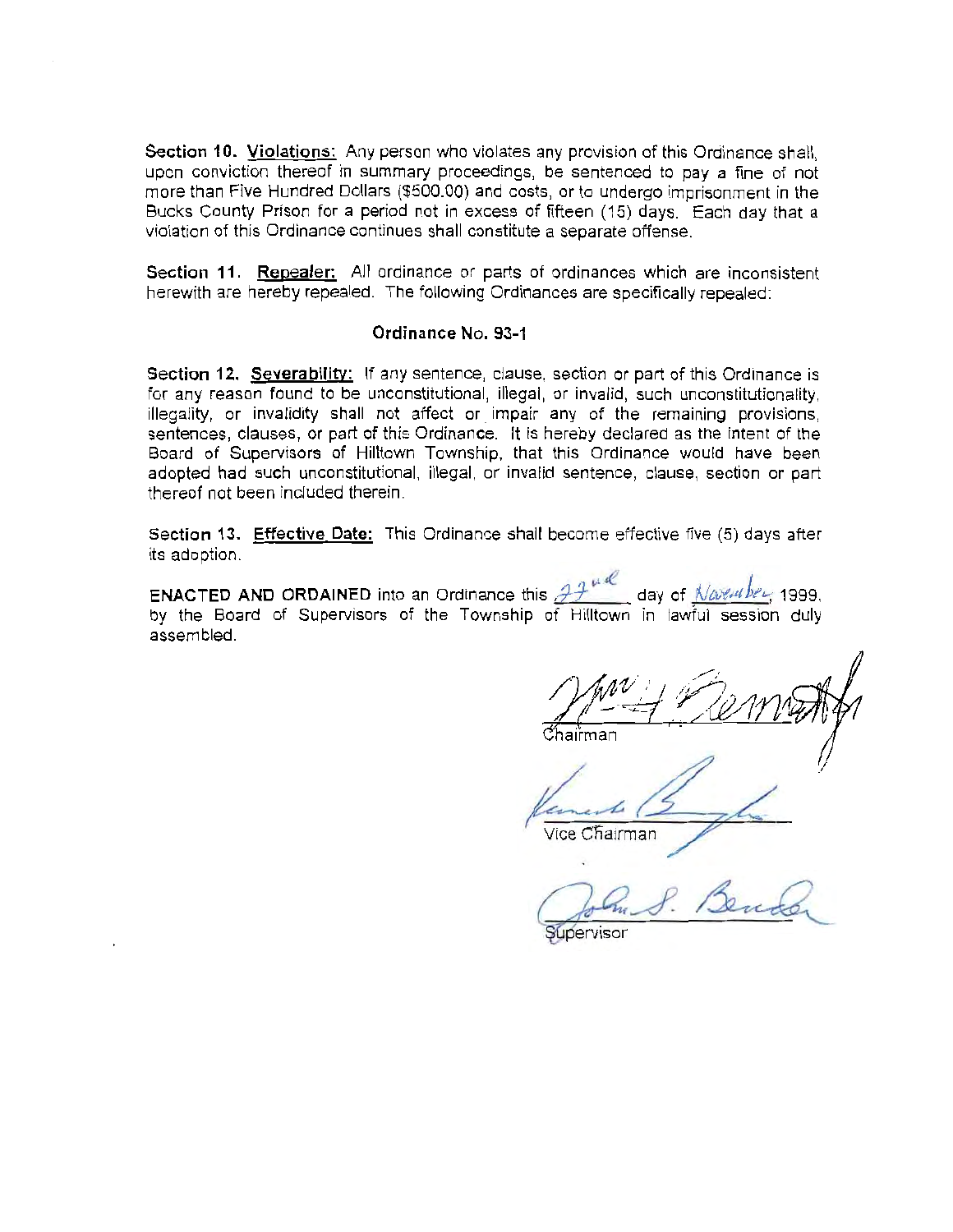**Section 10. Violations:** Any person who violates any provision of this Ordinance shall, upon conviction thereof in summary proceedings, be sentenced to pay a fine of not more than Five Hundred Dollars ($500.00) and costs, or to undergo imprisonment in the Bucks County Prison for a period not in excess of fifteen (15) days. Each day that a violation of this Ordinance continues shall constitute a separate offense.

**Section 11. Repealer:** All ordinance or parts of ordinances which are inconsistent herewith are hereby repealed. The following Ordinances are specifically repealed:

**Ordinance No. 93-1**

**Section 12. Severability:** If any sentence, clause, section or part of this Ordinance is for any reason found to be unconstitutional, illegal, or invalid, such unconstitutionality, illegality, or invalidity shall not affect or impair any of the remaining provisions, sentences, clauses, or part of this Ordinance. It is hereby declared as the intent of the Board of Supervisors of Hilltown Township, that this Ordinance would have been adopted had such unconstitutional, illegal, or invalid sentence, clause, section or part thereof not been included therein.

**Section 13. Effective Date:** This Ordinance shall become effective five (5) days after its adoption.

**ENACTED AND ORDAINED** into an Ordinance this 22nd day of November, 1999, by the Board of Supervisors of the Township of Hilltown in lawful session duly assembled.

Chairman

Vice Chairman

Supervisor